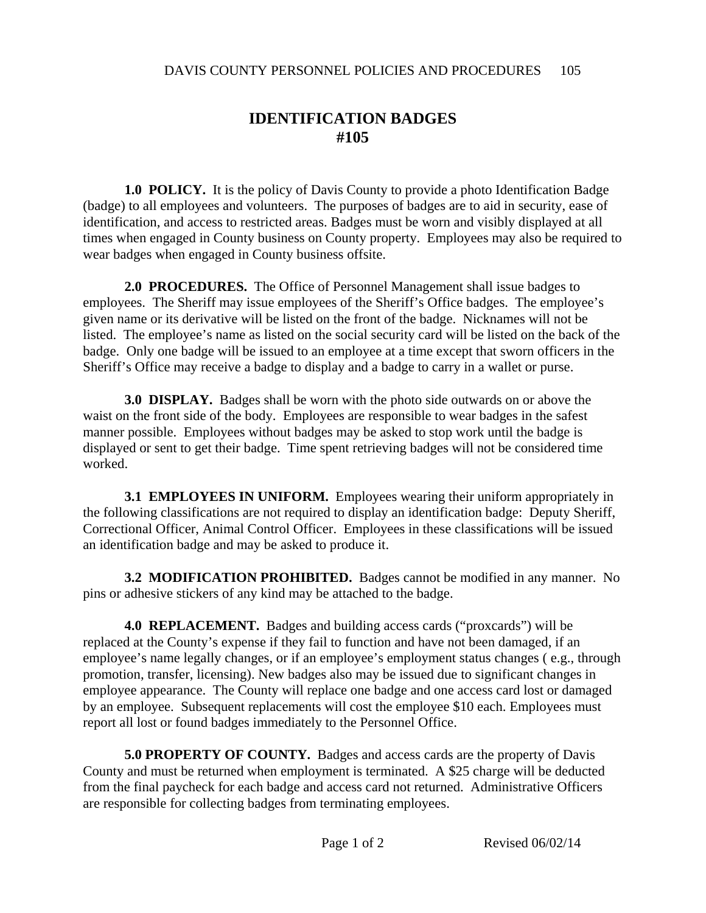# IDENTIFICATION BADGES
# #105

**1.0 POLICY.** It is the policy of Davis County to provide a photo Identification Badge (badge) to all employees and volunteers. The purposes of badges are to aid in security, ease of identification, and access to restricted areas. Badges must be worn and visibly displayed at all times when engaged in County business on County property. Employees may also be required to wear badges when engaged in County business offsite.

**2.0 PROCEDURES.** The Office of Personnel Management shall issue badges to employees. The Sheriff may issue employees of the Sheriff's Office badges. The employee's given name or its derivative will be listed on the front of the badge. Nicknames will not be listed. The employee's name as listed on the social security card will be listed on the back of the badge. Only one badge will be issued to an employee at a time except that sworn officers in the Sheriff's Office may receive a badge to display and a badge to carry in a wallet or purse.

**3.0 DISPLAY.** Badges shall be worn with the photo side outwards on or above the waist on the front side of the body. Employees are responsible to wear badges in the safest manner possible. Employees without badges may be asked to stop work until the badge is displayed or sent to get their badge. Time spent retrieving badges will not be considered time worked.

**3.1 EMPLOYEES IN UNIFORM.** Employees wearing their uniform appropriately in the following classifications are not required to display an identification badge: Deputy Sheriff, Correctional Officer, Animal Control Officer. Employees in these classifications will be issued an identification badge and may be asked to produce it.

**3.2 MODIFICATION PROHIBITED.** Badges cannot be modified in any manner. No pins or adhesive stickers of any kind may be attached to the badge.

**4.0 REPLACEMENT.** Badges and building access cards ("proxcards") will be replaced at the County's expense if they fail to function and have not been damaged, if an employee's name legally changes, or if an employee's employment status changes ( e.g., through promotion, transfer, licensing). New badges also may be issued due to significant changes in employee appearance. The County will replace one badge and one access card lost or damaged by an employee. Subsequent replacements will cost the employee $10 each. Employees must report all lost or found badges immediately to the Personnel Office.

**5.0 PROPERTY OF COUNTY.** Badges and access cards are the property of Davis County and must be returned when employment is terminated. A $25 charge will be deducted from the final paycheck for each badge and access card not returned. Administrative Officers are responsible for collecting badges from terminating employees.

Revised 06/02/14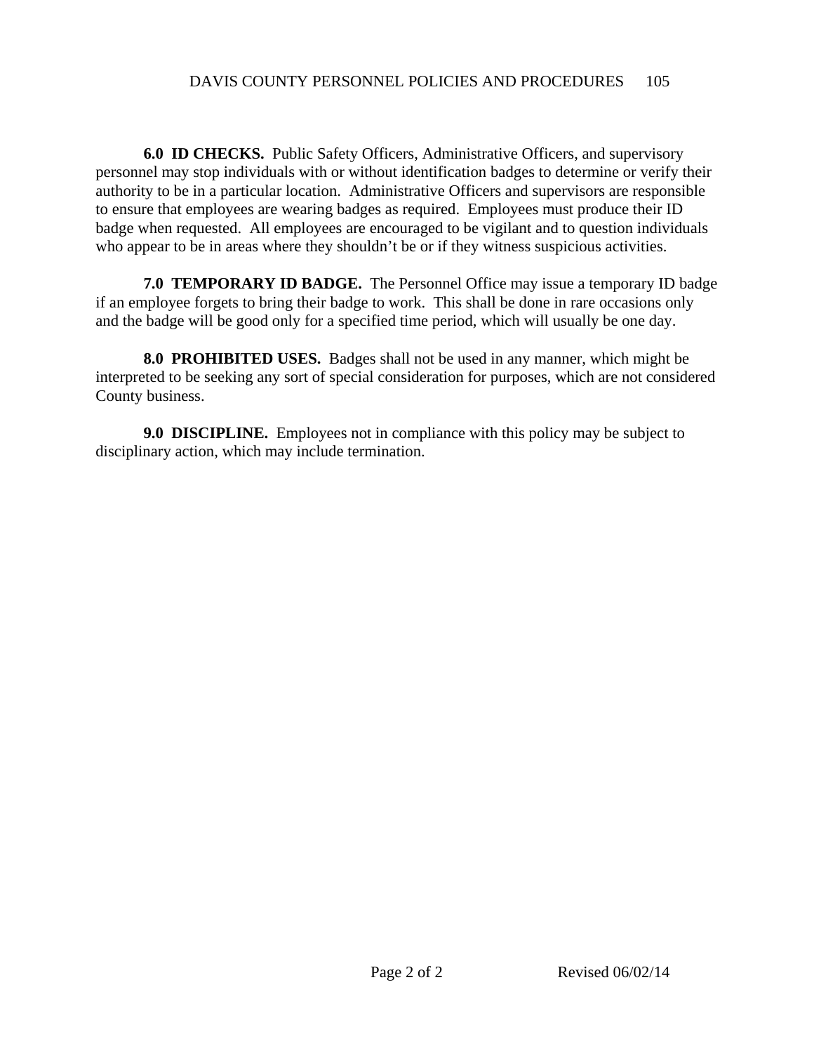**6.0 ID CHECKS.** Public Safety Officers, Administrative Officers, and supervisory personnel may stop individuals with or without identification badges to determine or verify their authority to be in a particular location. Administrative Officers and supervisors are responsible to ensure that employees are wearing badges as required. Employees must produce their ID badge when requested. All employees are encouraged to be vigilant and to question individuals who appear to be in areas where they shouldn't be or if they witness suspicious activities.

**7.0 TEMPORARY ID BADGE.** The Personnel Office may issue a temporary ID badge if an employee forgets to bring their badge to work. This shall be done in rare occasions only and the badge will be good only for a specified time period, which will usually be one day.

**8.0 PROHIBITED USES.** Badges shall not be used in any manner, which might be interpreted to be seeking any sort of special consideration for purposes, which are not considered County business.

**9.0 DISCIPLINE.** Employees not in compliance with this policy may be subject to disciplinary action, which may include termination.

Revised 06/02/14